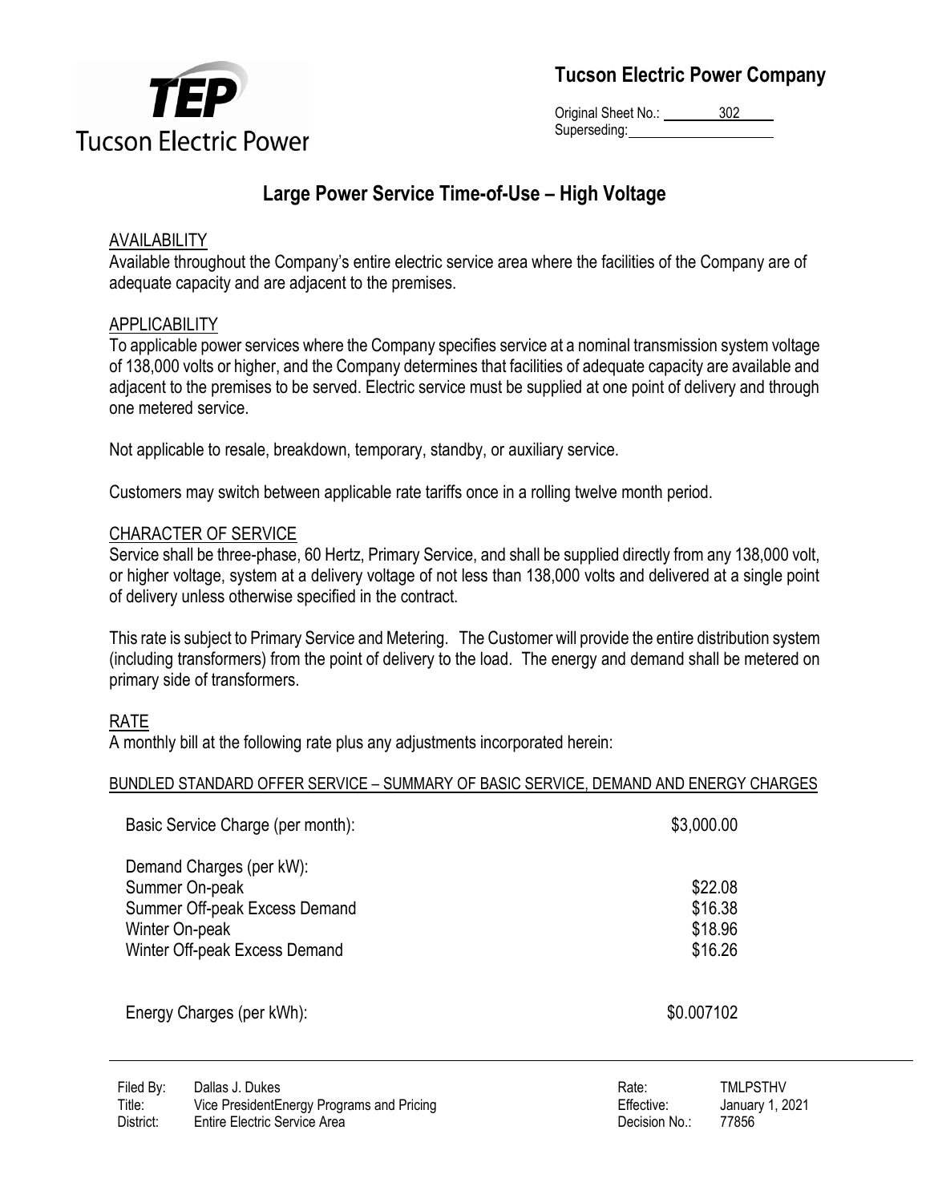**Tucson Electric Power Company**

Original Sheet No.: 302
Superseding:

# Large Power Service Time-of-Use – High Voltage

## AVAILABILITY

Available throughout the Company's entire electric service area where the facilities of the Company are of adequate capacity and are adjacent to the premises.

## APPLICABILITY

To applicable power services where the Company specifies service at a nominal transmission system voltage of 138,000 volts or higher, and the Company determines that facilities of adequate capacity are available and adjacent to the premises to be served. Electric service must be supplied at one point of delivery and through one metered service.

Not applicable to resale, breakdown, temporary, standby, or auxiliary service.

Customers may switch between applicable rate tariffs once in a rolling twelve month period.

## CHARACTER OF SERVICE

Service shall be three-phase, 60 Hertz, Primary Service, and shall be supplied directly from any 138,000 volt, or higher voltage, system at a delivery voltage of not less than 138,000 volts and delivered at a single point of delivery unless otherwise specified in the contract.

This rate is subject to Primary Service and Metering. The Customer will provide the entire distribution system (including transformers) from the point of delivery to the load. The energy and demand shall be metered on primary side of transformers.

## RATE

A monthly bill at the following rate plus any adjustments incorporated herein:

### BUNDLED STANDARD OFFER SERVICE – SUMMARY OF BASIC SERVICE, DEMAND AND ENERGY CHARGES

| | |
|---|---|
| Basic Service Charge (per month): | \$3,000.00 |
| Demand Charges (per kW): | |
| Summer On-peak | \$22.08 |
| Summer Off-peak Excess Demand | \$16.38 |
| Winter On-peak | \$18.96 |
| Winter Off-peak Excess Demand | \$16.26 |
| Energy Charges (per kWh): | \$0.007102 |

| | | | |
|---|---|---|---|
| Filed By: | Dallas J. Dukes | Rate: | TMLPSTHV |
| Title: | Vice PresidentEnergy Programs and Pricing | Effective: | January 1, 2021 |
| District: | Entire Electric Service Area | Decision No.: | 77856 |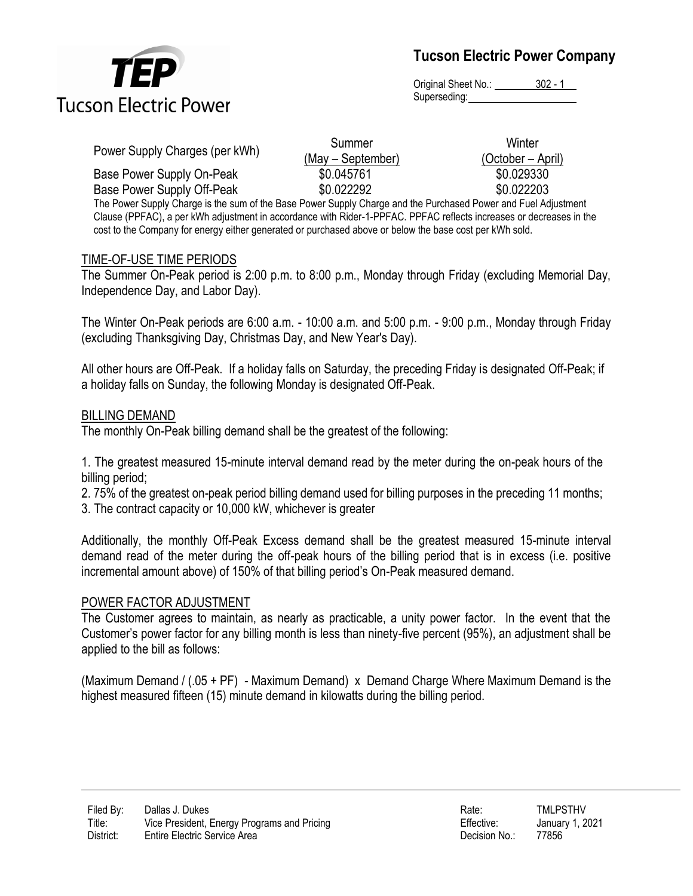| Power Supply Charges (per kWh) | Summer (May – September) | Winter (October – April) |
| --- | --- | --- |
| Base Power Supply On-Peak | \$0.045761 | \$0.029330 |
| Base Power Supply Off-Peak | \$0.022292 | \$0.022203 |

The Power Supply Charge is the sum of the Base Power Supply Charge and the Purchased Power and Fuel Adjustment Clause (PPFAC), a per kWh adjustment in accordance with Rider-1-PPFAC. PPFAC reflects increases or decreases in the cost to the Company for energy either generated or purchased above or below the base cost per kWh sold.

## TIME-OF-USE TIME PERIODS

The Summer On-Peak period is 2:00 p.m. to 8:00 p.m., Monday through Friday (excluding Memorial Day, Independence Day, and Labor Day).

The Winter On-Peak periods are 6:00 a.m. - 10:00 a.m. and 5:00 p.m. - 9:00 p.m., Monday through Friday (excluding Thanksgiving Day, Christmas Day, and New Year's Day).

All other hours are Off-Peak. If a holiday falls on Saturday, the preceding Friday is designated Off-Peak; if a holiday falls on Sunday, the following Monday is designated Off-Peak.

## BILLING DEMAND

The monthly On-Peak billing demand shall be the greatest of the following:

1. The greatest measured 15-minute interval demand read by the meter during the on-peak hours of the billing period;
2. 75% of the greatest on-peak period billing demand used for billing purposes in the preceding 11 months;
3. The contract capacity or 10,000 kW, whichever is greater

Additionally, the monthly Off-Peak Excess demand shall be the greatest measured 15-minute interval demand read of the meter during the off-peak hours of the billing period that is in excess (i.e. positive incremental amount above) of 150% of that billing period's On-Peak measured demand.

## POWER FACTOR ADJUSTMENT

The Customer agrees to maintain, as nearly as practicable, a unity power factor. In the event that the Customer's power factor for any billing month is less than ninety-five percent (95%), an adjustment shall be applied to the bill as follows:

(Maximum Demand / (.05 + PF) - Maximum Demand) x Demand Charge Where Maximum Demand is the highest measured fifteen (15) minute demand in kilowatts during the billing period.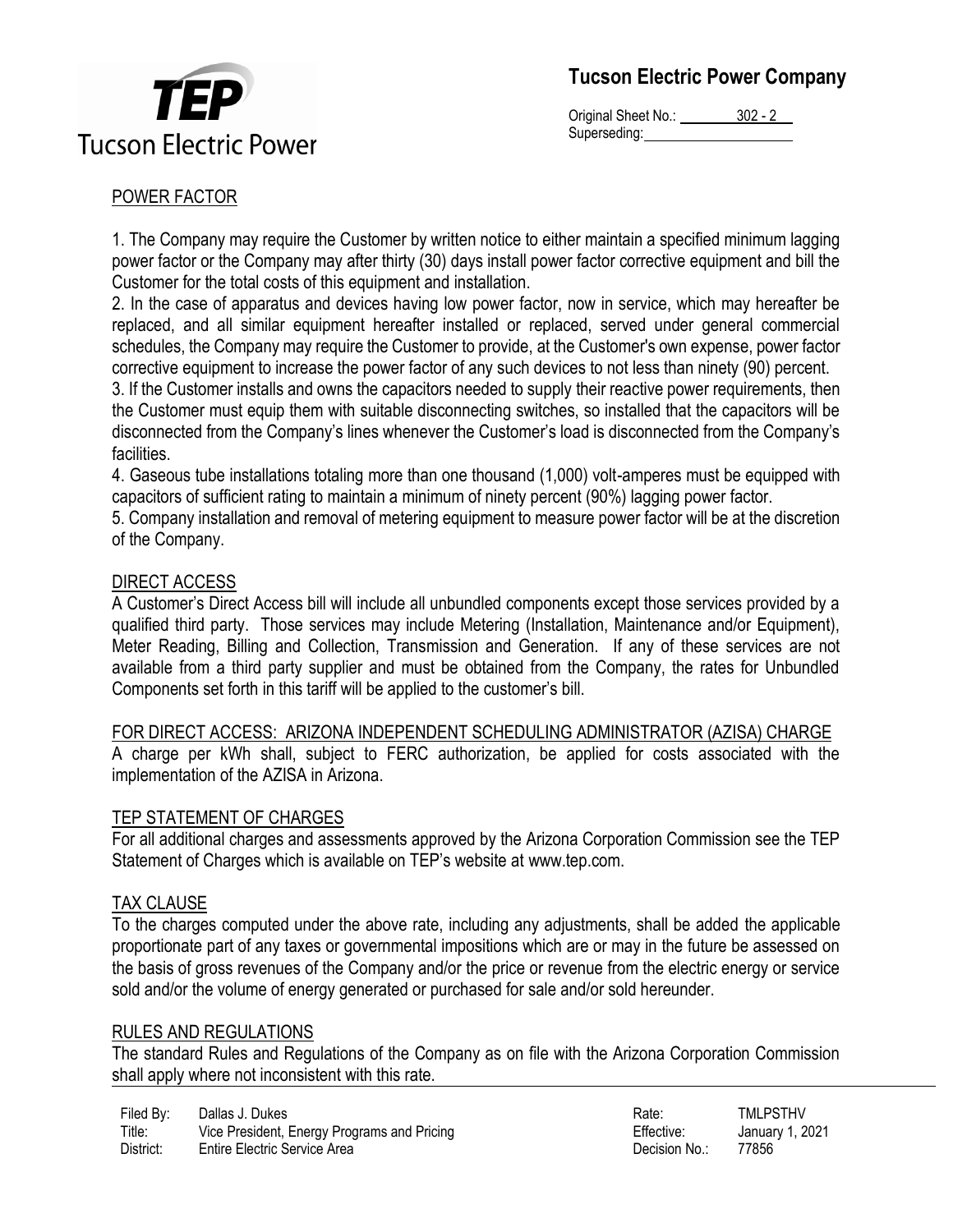## POWER FACTOR

1. The Company may require the Customer by written notice to either maintain a specified minimum lagging power factor or the Company may after thirty (30) days install power factor corrective equipment and bill the Customer for the total costs of this equipment and installation.
2. In the case of apparatus and devices having low power factor, now in service, which may hereafter be replaced, and all similar equipment hereafter installed or replaced, served under general commercial schedules, the Company may require the Customer to provide, at the Customer's own expense, power factor corrective equipment to increase the power factor of any such devices to not less than ninety (90) percent.
3. If the Customer installs and owns the capacitors needed to supply their reactive power requirements, then the Customer must equip them with suitable disconnecting switches, so installed that the capacitors will be disconnected from the Company's lines whenever the Customer's load is disconnected from the Company's facilities.
4. Gaseous tube installations totaling more than one thousand (1,000) volt-amperes must be equipped with capacitors of sufficient rating to maintain a minimum of ninety percent (90%) lagging power factor.
5. Company installation and removal of metering equipment to measure power factor will be at the discretion of the Company.

## DIRECT ACCESS

A Customer's Direct Access bill will include all unbundled components except those services provided by a qualified third party. Those services may include Metering (Installation, Maintenance and/or Equipment), Meter Reading, Billing and Collection, Transmission and Generation. If any of these services are not available from a third party supplier and must be obtained from the Company, the rates for Unbundled Components set forth in this tariff will be applied to the customer's bill.

## FOR DIRECT ACCESS: ARIZONA INDEPENDENT SCHEDULING ADMINISTRATOR (AZISA) CHARGE

A charge per kWh shall, subject to FERC authorization, be applied for costs associated with the implementation of the AZISA in Arizona.

## TEP STATEMENT OF CHARGES

For all additional charges and assessments approved by the Arizona Corporation Commission see the TEP Statement of Charges which is available on TEP's website at www.tep.com.

## TAX CLAUSE

To the charges computed under the above rate, including any adjustments, shall be added the applicable proportionate part of any taxes or governmental impositions which are or may in the future be assessed on the basis of gross revenues of the Company and/or the price or revenue from the electric energy or service sold and/or the volume of energy generated or purchased for sale and/or sold hereunder.

## RULES AND REGULATIONS

The standard Rules and Regulations of the Company as on file with the Arizona Corporation Commission shall apply where not inconsistent with this rate.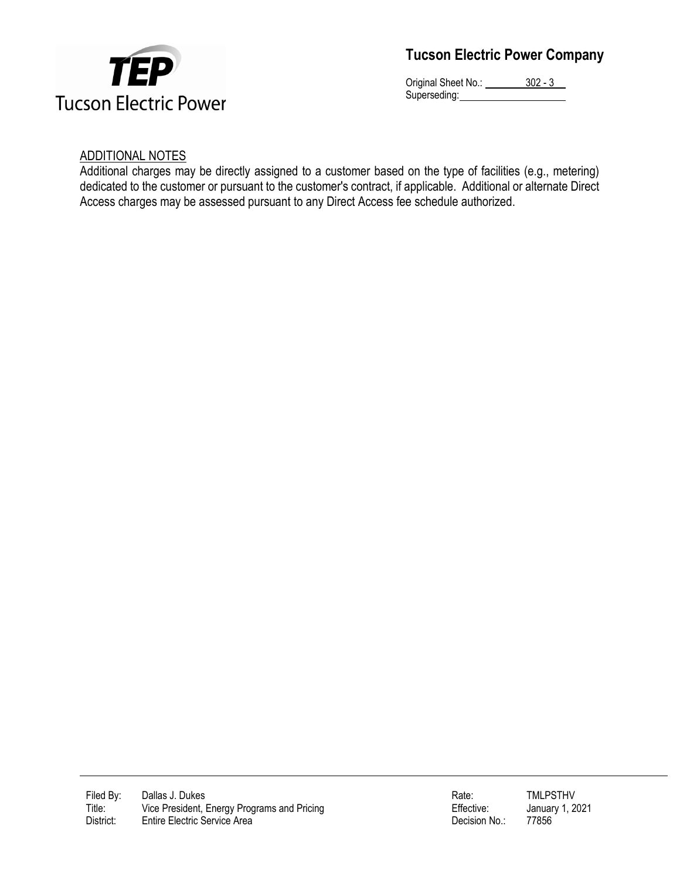## ADDITIONAL NOTES

Additional charges may be directly assigned to a customer based on the type of facilities (e.g., metering) dedicated to the customer or pursuant to the customer's contract, if applicable. Additional or alternate Direct Access charges may be assessed pursuant to any Direct Access fee schedule authorized.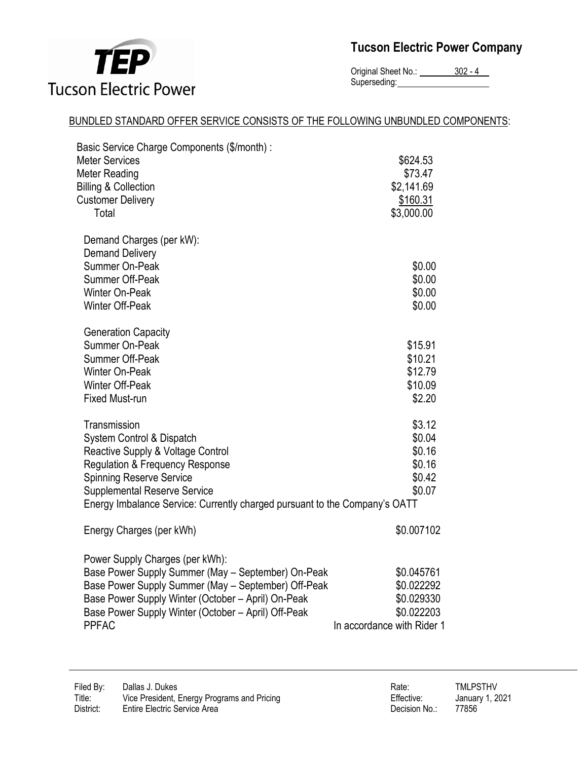**Tucson Electric Power Company**

Original Sheet No.: 302 - 4
Superseding:

BUNDLED STANDARD OFFER SERVICE CONSISTS OF THE FOLLOWING UNBUNDLED COMPONENTS:

| | |
|---|---|
| Basic Service Charge Components ($/month) : | |
| Meter Services | $624.53 |
| Meter Reading | $73.47 |
| Billing & Collection | $2,141.69 |
| Customer Delivery | $160.31 |
| Total | $3,000.00 |
| | |
| Demand Charges (per kW): | |
| Demand Delivery | |
| Summer On-Peak | $0.00 |
| Summer Off-Peak | $0.00 |
| Winter On-Peak | $0.00 |
| Winter Off-Peak | $0.00 |
| | |
| Generation Capacity | |
| Summer On-Peak | $15.91 |
| Summer Off-Peak | $10.21 |
| Winter On-Peak | $12.79 |
| Winter Off-Peak | $10.09 |
| Fixed Must-run | $2.20 |
| | |
| Transmission | $3.12 |
| System Control & Dispatch | $0.04 |
| Reactive Supply & Voltage Control | $0.16 |
| Regulation & Frequency Response | $0.16 |
| Spinning Reserve Service | $0.42 |
| Supplemental Reserve Service | $0.07 |
| Energy Imbalance Service: Currently charged pursuant to the Company's OATT | |
| | |
| Energy Charges (per kWh) | $0.007102 |
| | |
| Power Supply Charges (per kWh): | |
| Base Power Supply Summer (May – September) On-Peak | $0.045761 |
| Base Power Supply Summer (May – September) Off-Peak | $0.022292 |
| Base Power Supply Winter (October – April) On-Peak | $0.029330 |
| Base Power Supply Winter (October – April) Off-Peak | $0.022203 |
| PPFAC | In accordance with Rider 1 |

Filed By: Dallas J. Dukes
Title: Vice President, Energy Programs and Pricing
District: Entire Electric Service Area

Rate: TMLPSTHV
Effective: January 1, 2021
Decision No.: 77856